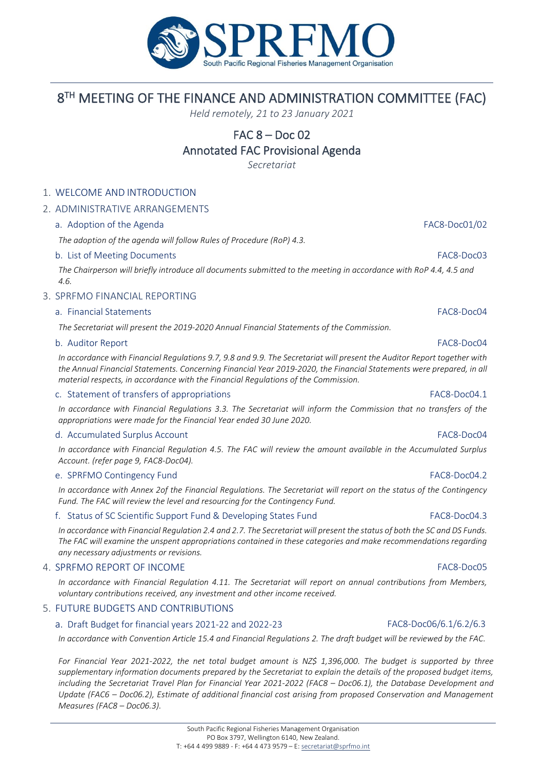# 8TH MEETING OF THE FINANCE AND ADMINISTRATION COMMITTEE (FAC)

*Held remotely, 21 to 23 January 2021*

## FAC 8 – Doc 02
## Annotated FAC Provisional Agenda

*Secretariat*

1. WELCOME AND INTRODUCTION
2. ADMINISTRATIVE ARRANGEMENTS

   a. Adoption of the Agenda — FAC8-Doc01/02

   *The adoption of the agenda will follow Rules of Procedure (RoP) 4.3.*

   b. List of Meeting Documents — FAC8-Doc03

   *The Chairperson will briefly introduce all documents submitted to the meeting in accordance with RoP 4.4, 4.5 and 4.6.*

3. SPRFMO FINANCIAL REPORTING

   a. Financial Statements — FAC8-Doc04

   *The Secretariat will present the 2019-2020 Annual Financial Statements of the Commission.*

   b. Auditor Report — FAC8-Doc04

   *In accordance with Financial Regulations 9.7, 9.8 and 9.9. The Secretariat will present the Auditor Report together with the Annual Financial Statements. Concerning Financial Year 2019-2020, the Financial Statements were prepared, in all material respects, in accordance with the Financial Regulations of the Commission.*

   c. Statement of transfers of appropriations — FAC8-Doc04.1

   *In accordance with Financial Regulations 3.3. The Secretariat will inform the Commission that no transfers of the appropriations were made for the Financial Year ended 30 June 2020.*

   d. Accumulated Surplus Account — FAC8-Doc04

   *In accordance with Financial Regulation 4.5. The FAC will review the amount available in the Accumulated Surplus Account. (refer page 9, FAC8-Doc04).*

   e. SPRFMO Contingency Fund — FAC8-Doc04.2

   *In accordance with Annex 2of the Financial Regulations. The Secretariat will report on the status of the Contingency Fund. The FAC will review the level and resourcing for the Contingency Fund.*

   f. Status of SC Scientific Support Fund & Developing States Fund — FAC8-Doc04.3

   *In accordance with Financial Regulation 2.4 and 2.7. The Secretariat will present the status of both the SC and DS Funds. The FAC will examine the unspent appropriations contained in these categories and make recommendations regarding any necessary adjustments or revisions.*

4. SPRFMO REPORT OF INCOME — FAC8-Doc05

   *In accordance with Financial Regulation 4.11. The Secretariat will report on annual contributions from Members, voluntary contributions received, any investment and other income received.*

5. FUTURE BUDGETS AND CONTRIBUTIONS

   a. Draft Budget for financial years 2021-22 and 2022-23 — FAC8-Doc06/6.1/6.2/6.3

   *In accordance with Convention Article 15.4 and Financial Regulations 2. The draft budget will be reviewed by the FAC.*

   *For Financial Year 2021-2022, the net total budget amount is NZ$ 1,396,000. The budget is supported by three supplementary information documents prepared by the Secretariat to explain the details of the proposed budget items, including the Secretariat Travel Plan for Financial Year 2021-2022 (FAC8 – Doc06.1), the Database Development and Update (FAC6 – Doc06.2), Estimate of additional financial cost arising from proposed Conservation and Management Measures (FAC8 – Doc06.3).*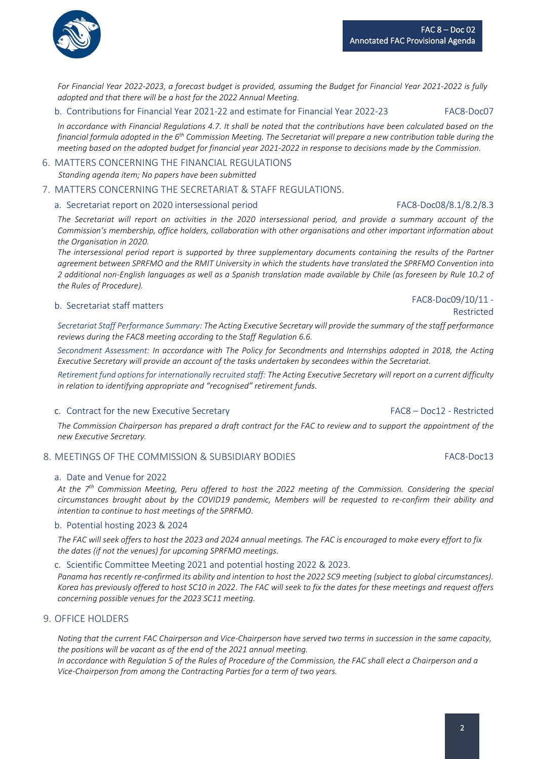*For Financial Year 2022-2023, a forecast budget is provided, assuming the Budget for Financial Year 2021-2022 is fully adopted and that there will be a host for the 2022 Annual Meeting.*

### b. Contributions for Financial Year 2021-22 and estimate for Financial Year 2022-23 — FAC8-Doc07

*In accordance with Financial Regulations 4.7. It shall be noted that the contributions have been calculated based on the financial formula adopted in the 6th Commission Meeting. The Secretariat will prepare a new contribution table during the meeting based on the adopted budget for financial year 2021-2022 in response to decisions made by the Commission.*

## 6. MATTERS CONCERNING THE FINANCIAL REGULATIONS

*Standing agenda item; No papers have been submitted*

## 7. MATTERS CONCERNING THE SECRETARIAT & STAFF REGULATIONS.

### a. Secretariat report on 2020 intersessional period — FAC8-Doc08/8.1/8.2/8.3

*The Secretariat will report on activities in the 2020 intersessional period, and provide a summary account of the Commission's membership, office holders, collaboration with other organisations and other important information about the Organisation in 2020.*

*The intersessional period report is supported by three supplementary documents containing the results of the Partner agreement between SPRFMO and the RMIT University in which the students have translated the SPRFMO Convention into 2 additional non-English languages as well as a Spanish translation made available by Chile (as foreseen by Rule 10.2 of the Rules of Procedure).*

### b. Secretariat staff matters — FAC8-Doc09/10/11 - Restricted

*Secretariat Staff Performance Summary: The Acting Executive Secretary will provide the summary of the staff performance reviews during the FAC8 meeting according to the Staff Regulation 6.6.*

*Secondment Assessment: In accordance with The Policy for Secondments and Internships adopted in 2018, the Acting Executive Secretary will provide an account of the tasks undertaken by secondees within the Secretariat.*

*Retirement fund options for internationally recruited staff: The Acting Executive Secretary will report on a current difficulty in relation to identifying appropriate and "recognised" retirement funds.*

### c. Contract for the new Executive Secretary — FAC8 – Doc12 - Restricted

*The Commission Chairperson has prepared a draft contract for the FAC to review and to support the appointment of the new Executive Secretary.*

## 8. MEETINGS OF THE COMMISSION & SUBSIDIARY BODIES — FAC8-Doc13

### a. Date and Venue for 2022

*At the 7th Commission Meeting, Peru offered to host the 2022 meeting of the Commission. Considering the special circumstances brought about by the COVID19 pandemic, Members will be requested to re-confirm their ability and intention to continue to host meetings of the SPRFMO.*

### b. Potential hosting 2023 & 2024

*The FAC will seek offers to host the 2023 and 2024 annual meetings. The FAC is encouraged to make every effort to fix the dates (if not the venues) for upcoming SPRFMO meetings.*

### c. Scientific Committee Meeting 2021 and potential hosting 2022 & 2023.

*Panama has recently re-confirmed its ability and intention to host the 2022 SC9 meeting (subject to global circumstances). Korea has previously offered to host SC10 in 2022. The FAC will seek to fix the dates for these meetings and request offers concerning possible venues for the 2023 SC11 meeting.*

## 9. OFFICE HOLDERS

*Noting that the current FAC Chairperson and Vice-Chairperson have served two terms in succession in the same capacity, the positions will be vacant as of the end of the 2021 annual meeting.*

*In accordance with Regulation 5 of the Rules of Procedure of the Commission, the FAC shall elect a Chairperson and a Vice-Chairperson from among the Contracting Parties for a term of two years.*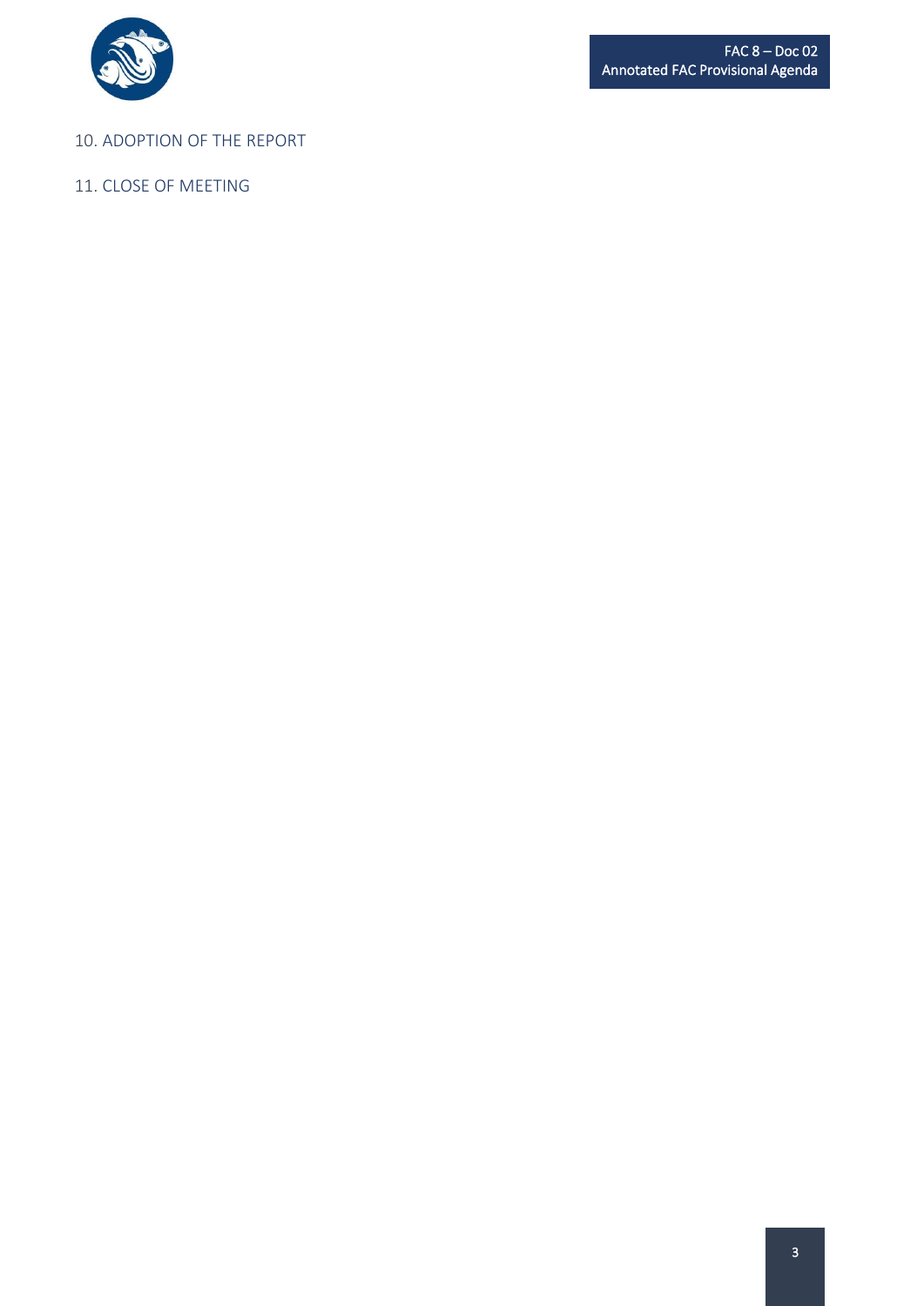## 10. ADOPTION OF THE REPORT

## 11. CLOSE OF MEETING